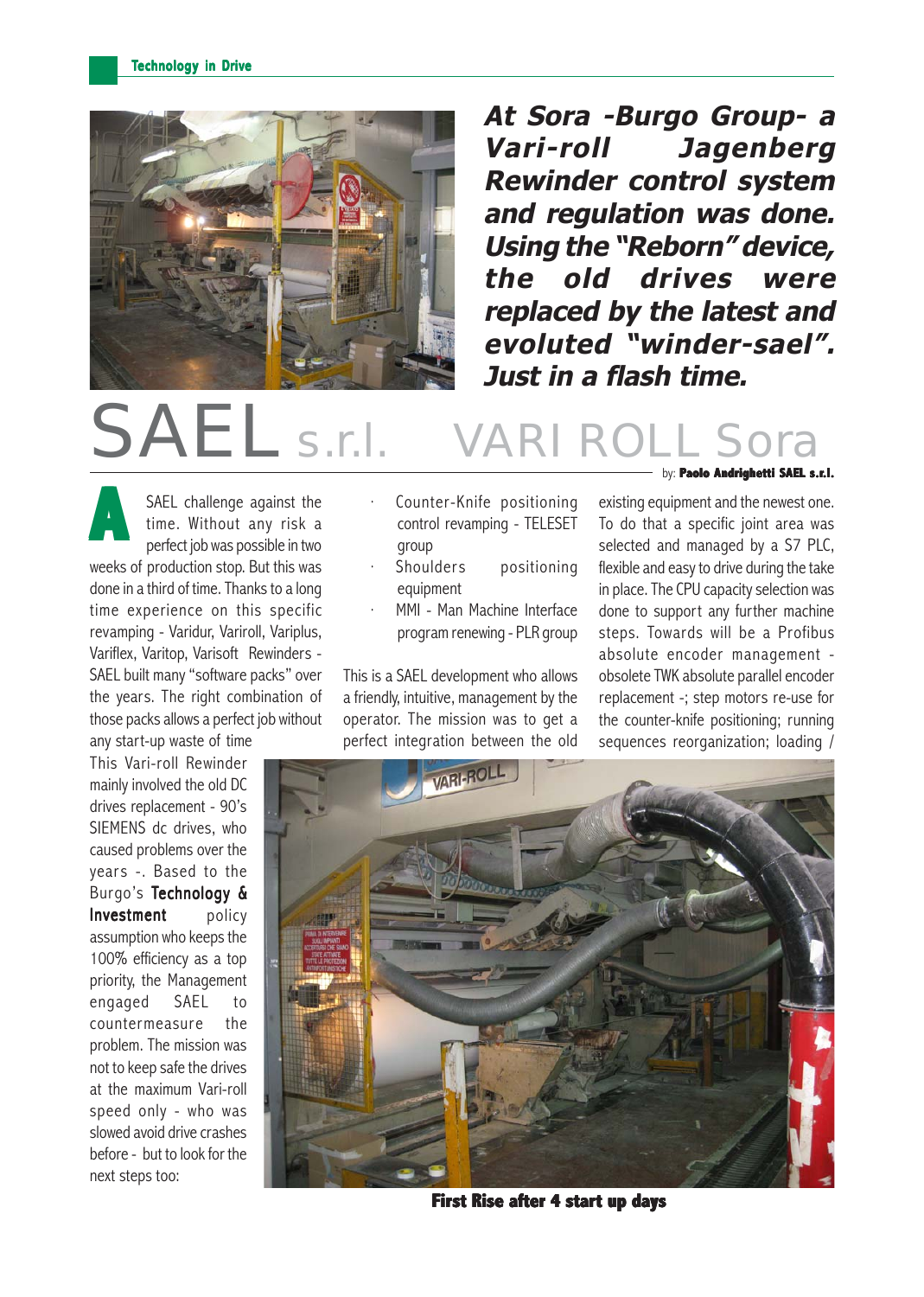# SAEL s.r.l. VARI ROLL Sora

***At Sora -Burgo Group- a Vari-roll Jagenberg Rewinder control system and regulation was done. Using the "Reborn" device, the old drives were replaced by the latest and evoluted "winder-sael". Just in a flash time.***

by: **Paolo Andrighetti SAEL s.r.l.**

A SAEL challenge against the time. Without any risk a perfect job was possible in two weeks of production stop. But this was done in a third of time. Thanks to a long time experience on this specific revamping - Varidur, Variroll, Variplus, Variflex, Varitop, Varisoft Rewinders - SAEL built many "software packs" over the years. The right combination of those packs allows a perfect job without any start-up waste of time

This Vari-roll Rewinder mainly involved the old DC drives replacement - 90's SIEMENS dc drives, who caused problems over the years -. Based to the Burgo's **Technology & Investment** policy assumption who keeps the 100% efficiency as a top priority, the Management engaged SAEL to countermeasure the problem. The mission was not to keep safe the drives at the maximum Vari-roll speed only - who was slowed avoid drive crashes before - but to look for the next steps too:

- Counter-Knife positioning control revamping - TELESET group
- Shoulders positioning equipment
- MMI - Man Machine Interface program renewing - PLR group

This is a SAEL development who allows a friendly, intuitive, management by the operator. The mission was to get a perfect integration between the old existing equipment and the newest one. To do that a specific joint area was selected and managed by a S7 PLC, flexible and easy to drive during the take in place. The CPU capacity selection was done to support any further machine steps. Towards will be a Profibus absolute encoder management - obsolete TWK absolute parallel encoder replacement -; step motors re-use for the counter-knife positioning; running sequences reorganization; loading /

**First Rise after 4 start up days**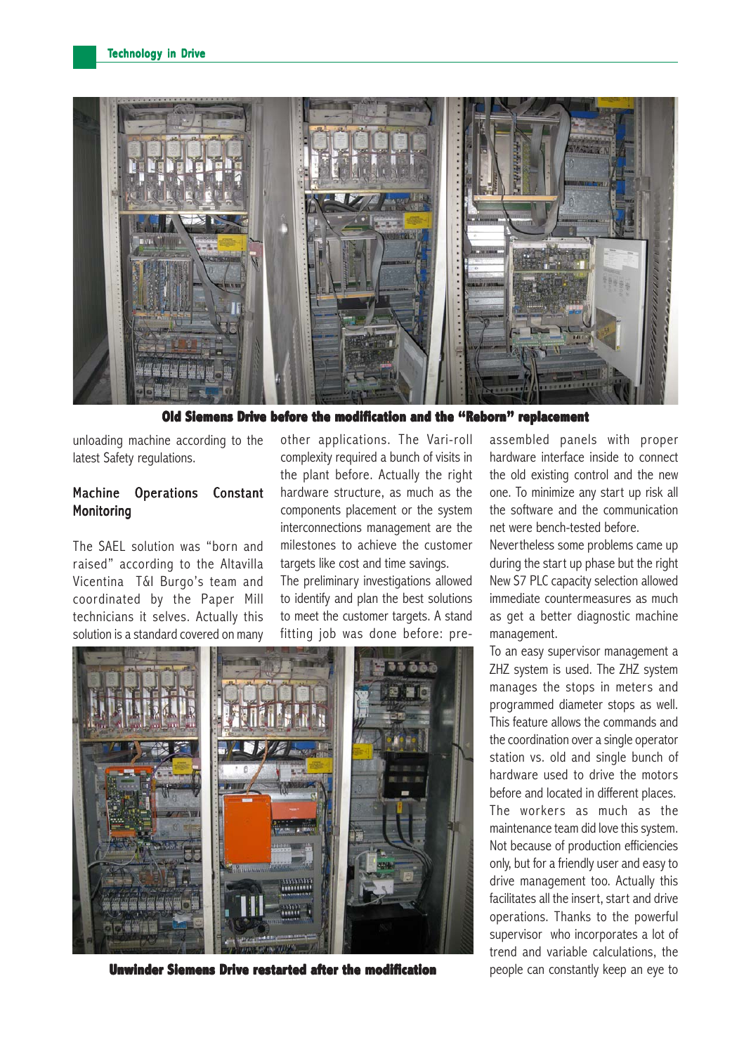Old Siemens Drive before the modification and the "Reborn" replacement

unloading machine according to the latest Safety regulations.

## Machine Operations Constant Monitoring

The SAEL solution was "born and raised" according to the Altavilla Vicentina T&I Burgo's team and coordinated by the Paper Mill technicians it selves. Actually this solution is a standard covered on many other applications. The Vari-roll complexity required a bunch of visits in the plant before. Actually the right hardware structure, as much as the components placement or the system interconnections management are the milestones to achieve the customer targets like cost and time savings.
The preliminary investigations allowed to identify and plan the best solutions to meet the customer targets. A stand fitting job was done before: pre-assembled panels with proper hardware interface inside to connect the old existing control and the new one. To minimize any start up risk all the software and the communication net were bench-tested before.
Nevertheless some problems came up during the start up phase but the right New S7 PLC capacity selection allowed immediate countermeasures as much as get a better diagnostic machine management.
To an easy supervisor management a ZHZ system is used. The ZHZ system manages the stops in meters and programmed diameter stops as well. This feature allows the commands and the coordination over a single operator station vs. old and single bunch of hardware used to drive the motors before and located in different places. The workers as much as the maintenance team did love this system. Not because of production efficiencies only, but for a friendly user and easy to drive management too. Actually this facilitates all the insert, start and drive operations. Thanks to the powerful supervisor who incorporates a lot of trend and variable calculations, the people can constantly keep an eye to

Unwinder Siemens Drive restarted after the modification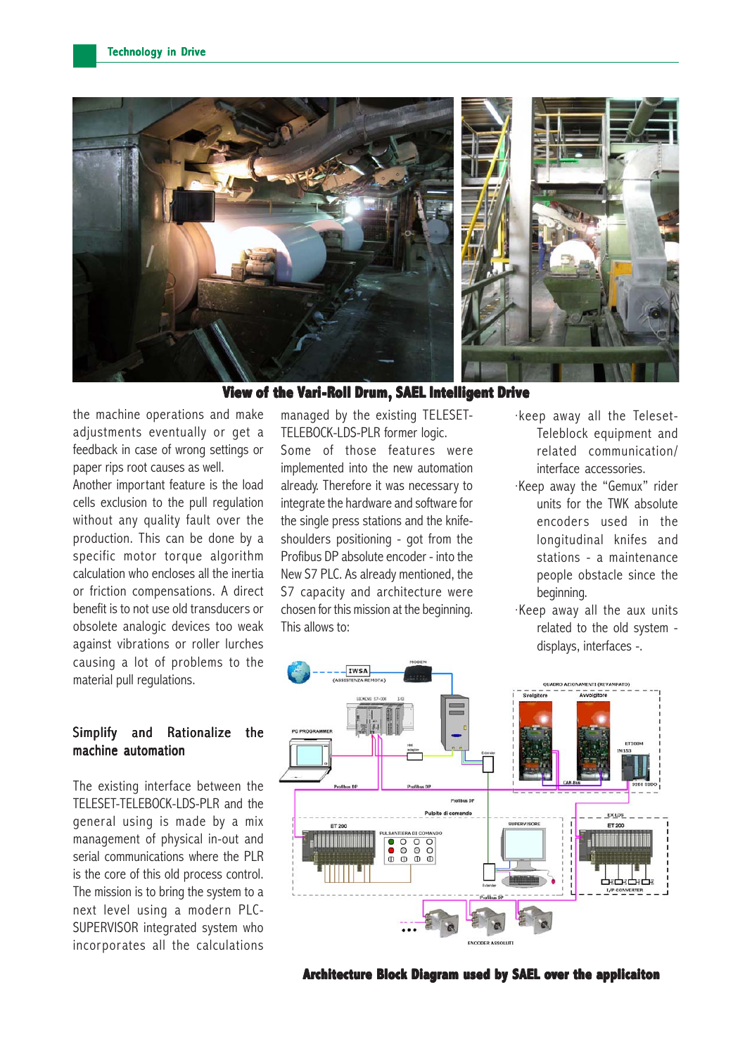View of the Vari-Roll Drum, SAEL Intelligent Drive

the machine operations and make adjustments eventually or get a feedback in case of wrong settings or paper rips root causes as well.
Another important feature is the load cells exclusion to the pull regulation without any quality fault over the production. This can be done by a specific motor torque algorithm calculation who encloses all the inertia or friction compensations. A direct benefit is to not use old transducers or obsolete analogic devices too weak against vibrations or roller lurches causing a lot of problems to the material pull regulations.

## Simplify and Rationalize the machine automation

The existing interface between the TELESET-TELEBOCK-LDS-PLR and the general using is made by a mix management of physical in-out and serial communications where the PLR is the core of this old process control. The mission is to bring the system to a next level using a modern PLC-SUPERVISOR integrated system who incorporates all the calculations managed by the existing TELESET-TELEBOCK-LDS-PLR former logic.
Some of those features were implemented into the new automation already. Therefore it was necessary to integrate the hardware and software for the single press stations and the knife-shoulders positioning - got from the Profibus DP absolute encoder - into the New S7 PLC. As already mentioned, the S7 capacity and architecture were chosen for this mission at the beginning. This allows to:

- keep away all the Teleset-Teleblock equipment and related communication/ interface accessories.
- Keep away the “Gemux” rider units for the TWK absolute encoders used in the longitudinal knifes and stations - a maintenance people obstacle since the beginning.
- Keep away all the aux units related to the old system - displays, interfaces -.

Architecture Block Diagram used by SAEL over the applicaiton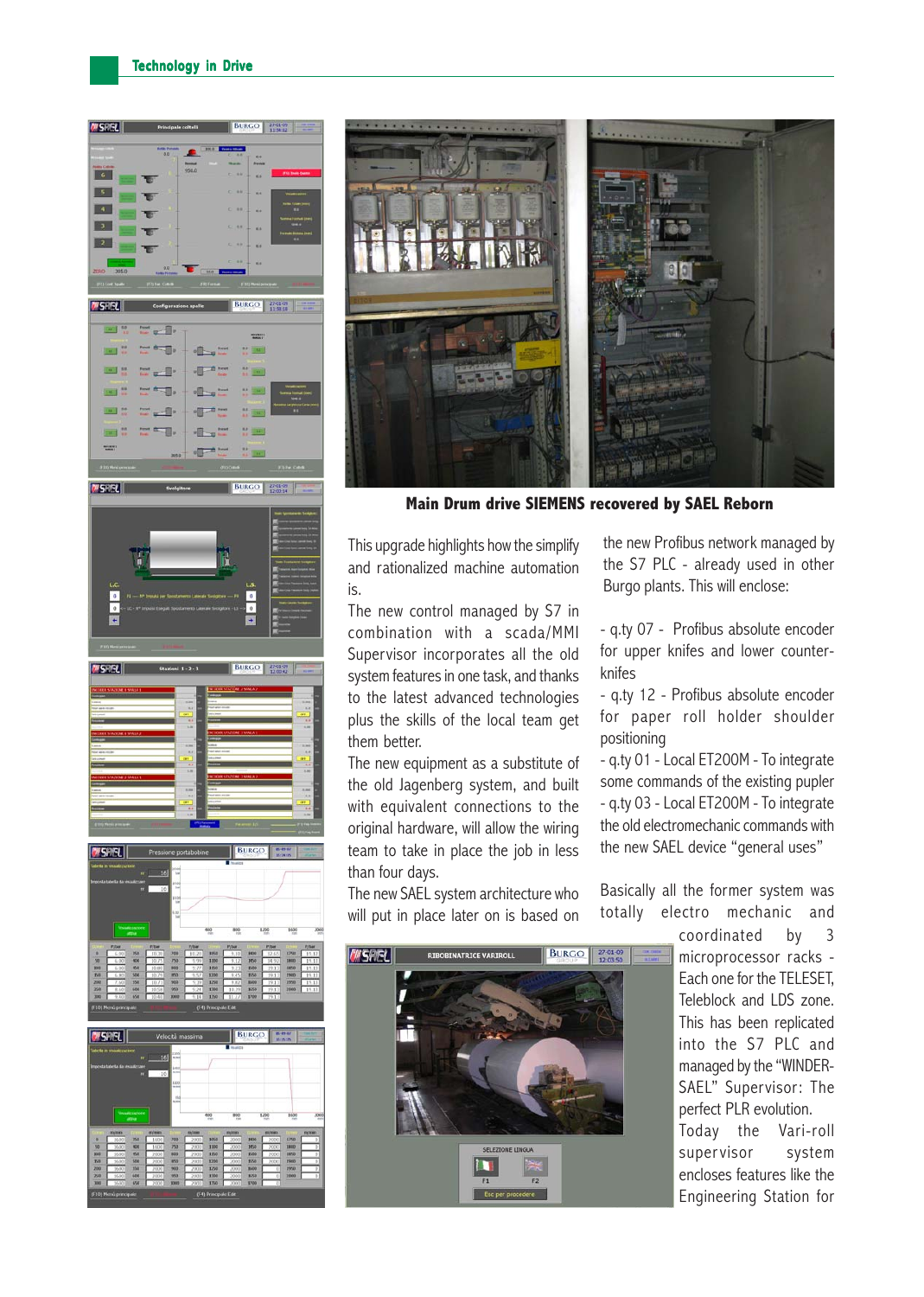Main Drum drive SIEMENS recovered by SAEL Reborn

This upgrade highlights how the simplify and rationalized machine automation is.

The new control managed by S7 in combination with a scada/MMI Supervisor incorporates all the old system features in one task, and thanks to the latest advanced technologies plus the skills of the local team get them better.

The new equipment as a substitute of the old Jagenberg system, and built with equivalent connections to the original hardware, will allow the wiring team to take in place the job in less than four days.

The new SAEL system architecture who will put in place later on is based on the new Profibus network managed by the S7 PLC - already used in other Burgo plants. This will enclose:

- q.ty 07 - Profibus absolute encoder for upper knifes and lower counter-knifes
- q.ty 12 - Profibus absolute encoder for paper roll holder shoulder positioning
- q.ty 01 - Local ET200M - To integrate some commands of the existing pupler
- q.ty 03 - Local ET200M - To integrate the old electromechanic commands with the new SAEL device "general uses"

Basically all the former system was totally electro mechanic and coordinated by 3 microprocessor racks - Each one for the TELESET, Teleblock and LDS zone. This has been replicated into the S7 PLC and managed by the "WINDER-SAEL" Supervisor: The perfect PLR evolution.

Today the Vari-roll supervisor system encloses features like the Engineering Station for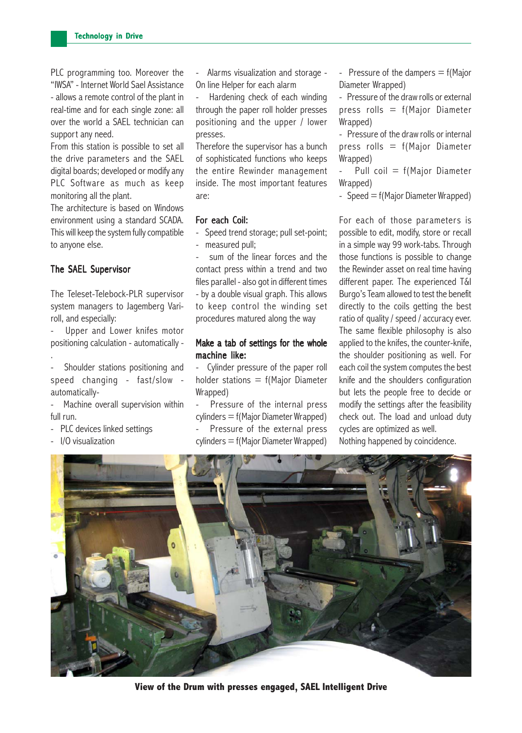PLC programming too. Moreover the "IWSA" - Internet World Sael Assistance - allows a remote control of the plant in real-time and for each single zone: all over the world a SAEL technician can support any need.

From this station is possible to set all the drive parameters and the SAEL digital boards; developed or modify any PLC Software as much as keep monitoring all the plant.

The architecture is based on Windows environment using a standard SCADA. This will keep the system fully compatible to anyone else.

## The SAEL Supervisor

The Teleset-Telebock-PLR supervisor system managers to Jagemberg Variroll, and especially:

- Upper and Lower knifes motor positioning calculation - automatically -
- Shoulder stations positioning and speed changing - fast/slow - automatically-
- Machine overall supervision within full run.
- PLC devices linked settings
- I/O visualization
- Alarms visualization and storage - On line Helper for each alarm
- Hardening check of each winding through the paper roll holder presses positioning and the upper / lower presses.

Therefore the supervisor has a bunch of sophisticated functions who keeps the entire Rewinder management inside. The most important features are:

## For each Coil:

- Speed trend storage; pull set-point;
- measured pull;
- sum of the linear forces and the contact press within a trend and two files parallel - also got in different times - by a double visual graph. This allows to keep control the winding set procedures matured along the way

## Make a tab of settings for the whole machine like:

- Cylinder pressure of the paper roll holder stations = f(Major Diameter Wrapped)
- Pressure of the internal press cylinders = f(Major Diameter Wrapped)
- Pressure of the external press cylinders = f(Major Diameter Wrapped)
- Pressure of the dampers = f(Major Diameter Wrapped)
- Pressure of the draw rolls or external press rolls = f(Major Diameter Wrapped)
- Pressure of the draw rolls or internal press rolls = f(Major Diameter Wrapped)
- Pull coil = f(Major Diameter Wrapped)
- Speed = f(Major Diameter Wrapped)

For each of those parameters is possible to edit, modify, store or recall in a simple way 99 work-tabs. Through those functions is possible to change the Rewinder asset on real time having different paper. The experienced T&I Burgo's Team allowed to test the benefit directly to the coils getting the best ratio of quality / speed / accuracy ever. The same flexible philosophy is also applied to the knifes, the counter-knife, the shoulder positioning as well. For each coil the system computes the best knife and the shoulders configuration but lets the people free to decide or modify the settings after the feasibility check out. The load and unload duty cycles are optimized as well.

Nothing happened by coincidence.

**View of the Drum with presses engaged, SAEL Intelligent Drive**